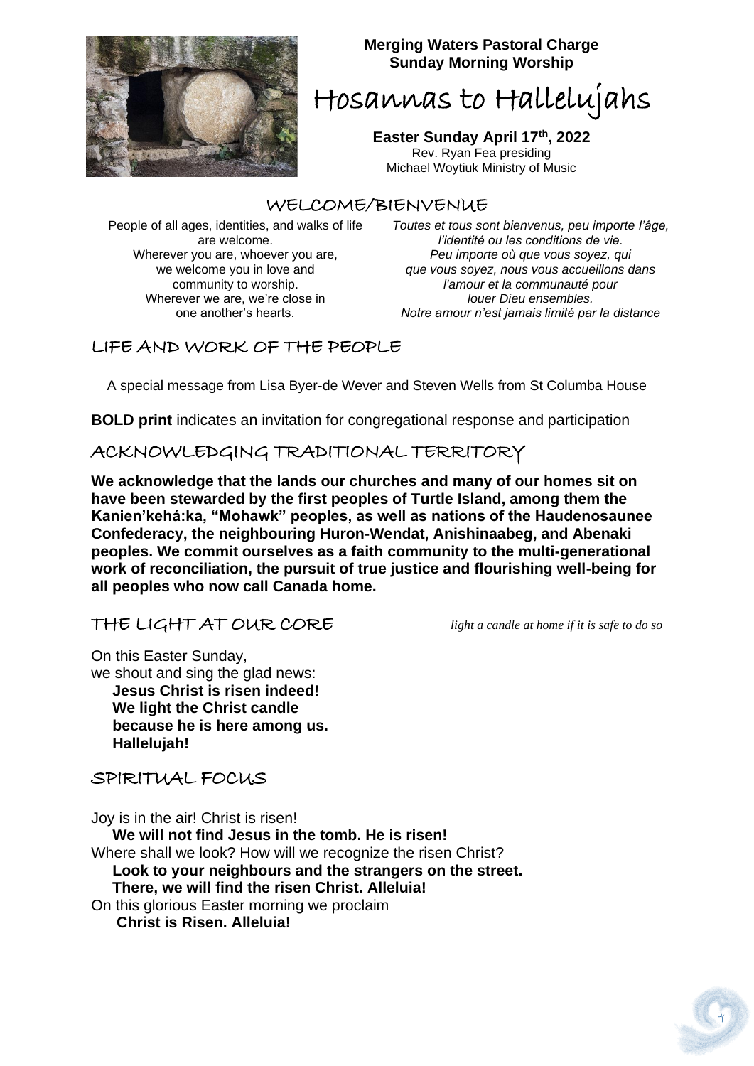**Merging Waters Pastoral Charge**
**Sunday Morning Worship**

# Hosannas to Hallelujahs

**Easter Sunday April 17th, 2022**
Rev. Ryan Fea presiding
Michael Woytiuk Ministry of Music

## WELCOME/BIENVENUE

People of all ages, identities, and walks of life are welcome.
Wherever you are, whoever you are, we welcome you in love and community to worship.
Wherever we are, we're close in one another's hearts.

*Toutes et tous sont bienvenus, peu importe l'âge, l'identité ou les conditions de vie.*
*Peu importe où que vous soyez, qui que vous soyez, nous vous accueillons dans l'amour et la communauté pour louer Dieu ensembles.*
*Notre amour n'est jamais limité par la distance*

## LIFE AND WORK OF THE PEOPLE

A special message from Lisa Byer-de Wever and Steven Wells from St Columba House

**BOLD print** indicates an invitation for congregational response and participation

## ACKNOWLEDGING TRADITIONAL TERRITORY

**We acknowledge that the lands our churches and many of our homes sit on have been stewarded by the first peoples of Turtle Island, among them the Kanien'kehá:ka, "Mohawk" peoples, as well as nations of the Haudenosaunee Confederacy, the neighbouring Huron-Wendat, Anishinaabeg, and Abenaki peoples. We commit ourselves as a faith community to the multi-generational work of reconciliation, the pursuit of true justice and flourishing well-being for all peoples who now call Canada home.**

## THE LIGHT AT OUR CORE

*light a candle at home if it is safe to do so*

On this Easter Sunday,
we shout and sing the glad news:
**Jesus Christ is risen indeed!**
**We light the Christ candle**
**because he is here among us.**
**Hallelujah!**

## SPIRITUAL FOCUS

Joy is in the air! Christ is risen!
**We will not find Jesus in the tomb. He is risen!**
Where shall we look? How will we recognize the risen Christ?
**Look to your neighbours and the strangers on the street.**
**There, we will find the risen Christ. Alleluia!**
On this glorious Easter morning we proclaim
**Christ is Risen. Alleluia!**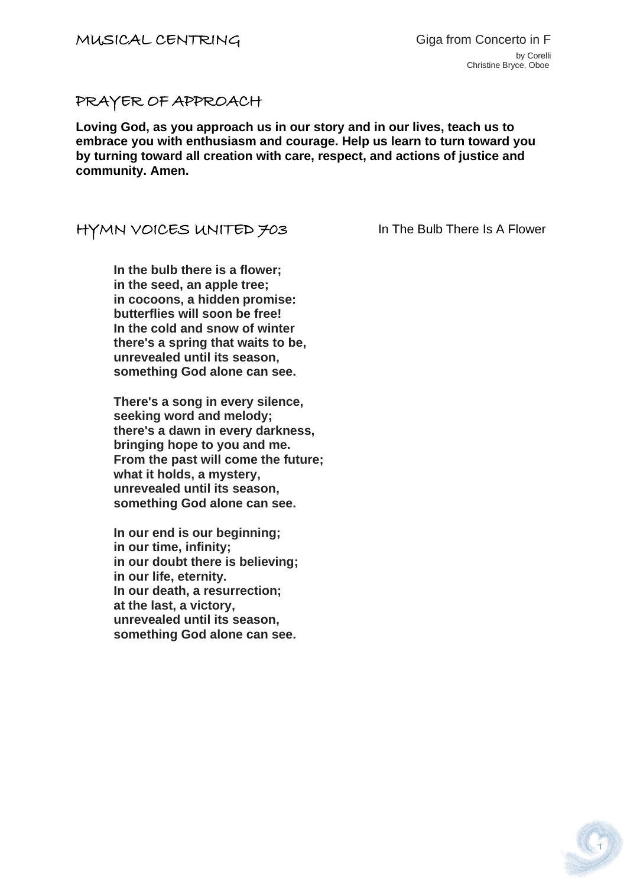## MUSICAL CENTRING

Giga from Concerto in F
by Corelli
Christine Bryce, Oboe

## PRAYER OF APPROACH

**Loving God, as you approach us in our story and in our lives, teach us to embrace you with enthusiasm and courage. Help us learn to turn toward you by turning toward all creation with care, respect, and actions of justice and community. Amen.**

## HYMN VOICES UNITED 703

In The Bulb There Is A Flower

**In the bulb there is a flower;**
**in the seed, an apple tree;**
**in cocoons, a hidden promise:**
**butterflies will soon be free!**
**In the cold and snow of winter**
**there's a spring that waits to be,**
**unrevealed until its season,**
**something God alone can see.**

**There's a song in every silence,**
**seeking word and melody;**
**there's a dawn in every darkness,**
**bringing hope to you and me.**
**From the past will come the future;**
**what it holds, a mystery,**
**unrevealed until its season,**
**something God alone can see.**

**In our end is our beginning;**
**in our time, infinity;**
**in our doubt there is believing;**
**in our life, eternity.**
**In our death, a resurrection;**
**at the last, a victory,**
**unrevealed until its season,**
**something God alone can see.**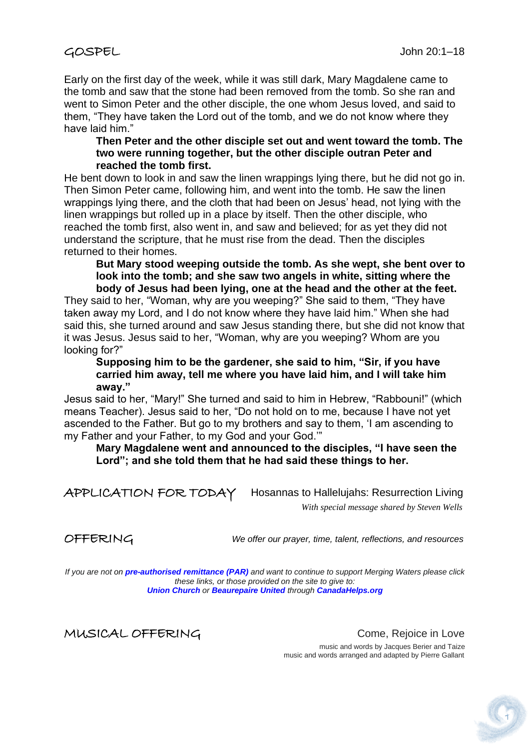## GOSPEL

John 20:1–18

Early on the first day of the week, while it was still dark, Mary Magdalene came to the tomb and saw that the stone had been removed from the tomb. So she ran and went to Simon Peter and the other disciple, the one whom Jesus loved, and said to them, "They have taken the Lord out of the tomb, and we do not know where they have laid him."

**Then Peter and the other disciple set out and went toward the tomb. The two were running together, but the other disciple outran Peter and reached the tomb first.**

He bent down to look in and saw the linen wrappings lying there, but he did not go in. Then Simon Peter came, following him, and went into the tomb. He saw the linen wrappings lying there, and the cloth that had been on Jesus' head, not lying with the linen wrappings but rolled up in a place by itself. Then the other disciple, who reached the tomb first, also went in, and saw and believed; for as yet they did not understand the scripture, that he must rise from the dead. Then the disciples returned to their homes.

**But Mary stood weeping outside the tomb. As she wept, she bent over to look into the tomb; and she saw two angels in white, sitting where the body of Jesus had been lying, one at the head and the other at the feet.**

They said to her, "Woman, why are you weeping?" She said to them, "They have taken away my Lord, and I do not know where they have laid him." When she had said this, she turned around and saw Jesus standing there, but she did not know that it was Jesus. Jesus said to her, "Woman, why are you weeping? Whom are you looking for?"

**Supposing him to be the gardener, she said to him, "Sir, if you have carried him away, tell me where you have laid him, and I will take him away."**

Jesus said to her, "Mary!" She turned and said to him in Hebrew, "Rabbouni!" (which means Teacher). Jesus said to her, "Do not hold on to me, because I have not yet ascended to the Father. But go to my brothers and say to them, 'I am ascending to my Father and your Father, to my God and your God.'"

**Mary Magdalene went and announced to the disciples, "I have seen the Lord"; and she told them that he had said these things to her.**

## APPLICATION FOR TODAY

Hosannas to Hallelujahs: Resurrection Living

*With special message shared by Steven Wells*

## OFFERING

*We offer our prayer, time, talent, reflections, and resources*

*If you are not on **pre-authorised remittance (PAR)** and want to continue to support Merging Waters please click these links, or those provided on the site to give to:*
***Union Church** or **Beaurepaire United** through **CanadaHelps.org***

## MUSICAL OFFERING

Come, Rejoice in Love

music and words by Jacques Berier and Taize
music and words arranged and adapted by Pierre Gallant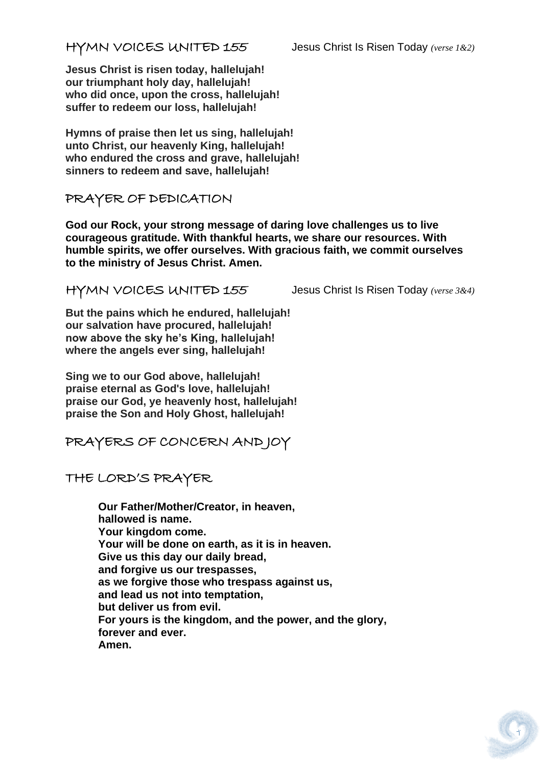## HYMN VOICES UNITED 155 Jesus Christ Is Risen Today *(verse 1&2)*

**Jesus Christ is risen today, hallelujah!**
**our triumphant holy day, hallelujah!**
**who did once, upon the cross, hallelujah!**
**suffer to redeem our loss, hallelujah!**

**Hymns of praise then let us sing, hallelujah!**
**unto Christ, our heavenly King, hallelujah!**
**who endured the cross and grave, hallelujah!**
**sinners to redeem and save, hallelujah!**

## PRAYER OF DEDICATION

**God our Rock, your strong message of daring love challenges us to live courageous gratitude. With thankful hearts, we share our resources. With humble spirits, we offer ourselves. With gracious faith, we commit ourselves to the ministry of Jesus Christ. Amen.**

## HYMN VOICES UNITED 155 Jesus Christ Is Risen Today *(verse 3&4)*

**But the pains which he endured, hallelujah!**
**our salvation have procured, hallelujah!**
**now above the sky he's King, hallelujah!**
**where the angels ever sing, hallelujah!**

**Sing we to our God above, hallelujah!**
**praise eternal as God's love, hallelujah!**
**praise our God, ye heavenly host, hallelujah!**
**praise the Son and Holy Ghost, hallelujah!**

## PRAYERS OF CONCERN AND JOY

## THE LORD'S PRAYER

**Our Father/Mother/Creator, in heaven,**
**hallowed is name.**
**Your kingdom come.**
**Your will be done on earth, as it is in heaven.**
**Give us this day our daily bread,**
**and forgive us our trespasses,**
**as we forgive those who trespass against us,**
**and lead us not into temptation,**
**but deliver us from evil.**
**For yours is the kingdom, and the power, and the glory,**
**forever and ever.**
**Amen.**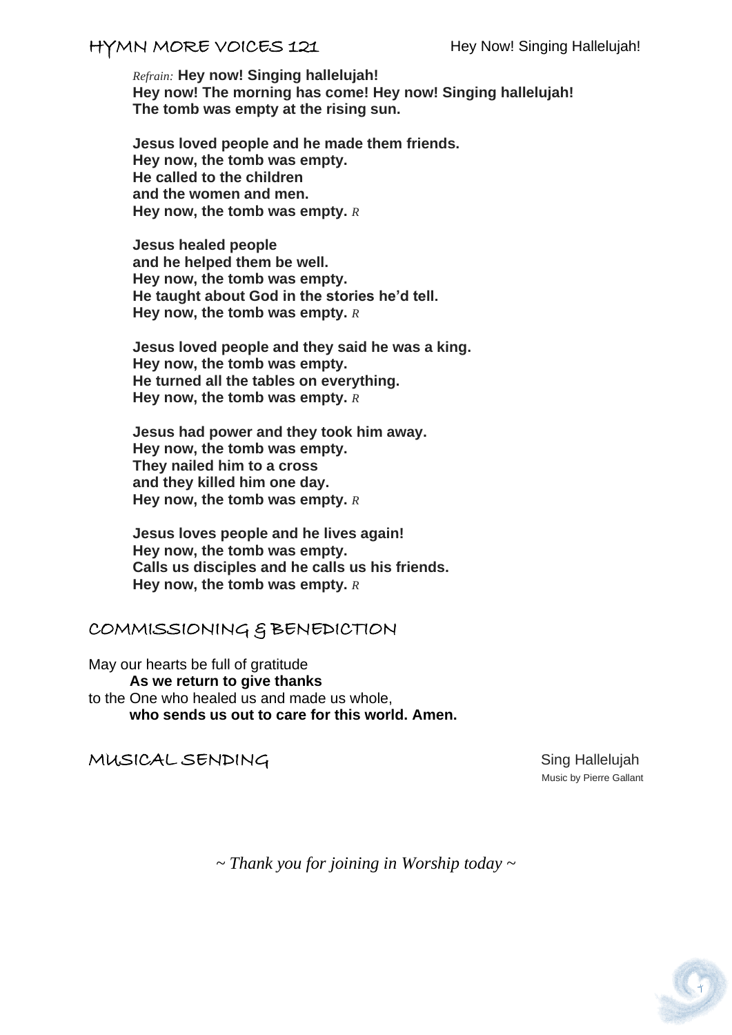## HYMN MORE VOICES 121 — Hey Now! Singing Hallelujah!

*Refrain:* **Hey now! Singing hallelujah!**
**Hey now! The morning has come! Hey now! Singing hallelujah!**
**The tomb was empty at the rising sun.**

**Jesus loved people and he made them friends.**
**Hey now, the tomb was empty.**
**He called to the children**
**and the women and men.**
**Hey now, the tomb was empty.** *R*

**Jesus healed people**
**and he helped them be well.**
**Hey now, the tomb was empty.**
**He taught about God in the stories he'd tell.**
**Hey now, the tomb was empty.** *R*

**Jesus loved people and they said he was a king.**
**Hey now, the tomb was empty.**
**He turned all the tables on everything.**
**Hey now, the tomb was empty.** *R*

**Jesus had power and they took him away.**
**Hey now, the tomb was empty.**
**They nailed him to a cross**
**and they killed him one day.**
**Hey now, the tomb was empty.** *R*

**Jesus loves people and he lives again!**
**Hey now, the tomb was empty.**
**Calls us disciples and he calls us his friends.**
**Hey now, the tomb was empty.** *R*

## COMMISSIONING & BENEDICTION

May our hearts be full of gratitude
**As we return to give thanks**
to the One who healed us and made us whole,
**who sends us out to care for this world. Amen.**

## MUSICAL SENDING — Sing Hallelujah

Music by Pierre Gallant

*~ Thank you for joining in Worship today ~*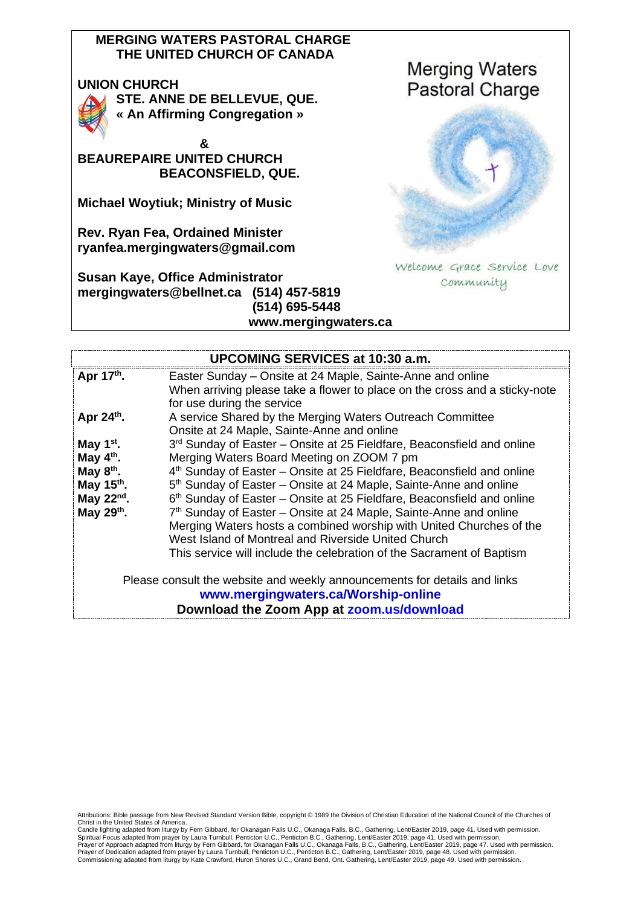**MERGING WATERS PASTORAL CHARGE**
**THE UNITED CHURCH OF CANADA**

**UNION CHURCH**
**STE. ANNE DE BELLEVUE, QUE.**
**« An Affirming Congregation »**

**&**

**BEAUREPAIRE UNITED CHURCH**
**BEACONSFIELD, QUE.**

**Michael Woytiuk; Ministry of Music**

**Rev. Ryan Fea, Ordained Minister**
**ryanfea.mergingwaters@gmail.com**

**Susan Kaye, Office Administrator**
**mergingwaters@bellnet.ca (514) 457-5819**
**(514) 695-5448**
**www.mergingwaters.ca**

Merging Waters Pastoral Charge

Welcome Grace Service Love Community

| **UPCOMING SERVICES at 10:30 a.m.** | |
|---|---|
| **Apr 17th.** | Easter Sunday – Onsite at 24 Maple, Sainte-Anne and online<br>When arriving please take a flower to place on the cross and a sticky-note for use during the service |
| **Apr 24th.** | A service Shared by the Merging Waters Outreach Committee<br>Onsite at 24 Maple, Sainte-Anne and online |
| **May 1st.** | 3rd Sunday of Easter – Onsite at 25 Fieldfare, Beaconsfield and online |
| **May 4th.** | Merging Waters Board Meeting on ZOOM 7 pm |
| **May 8th.** | 4th Sunday of Easter – Onsite at 25 Fieldfare, Beaconsfield and online |
| **May 15th.** | 5th Sunday of Easter – Onsite at 24 Maple, Sainte-Anne and online |
| **May 22nd.** | 6th Sunday of Easter – Onsite at 25 Fieldfare, Beaconsfield and online |
| **May 29th.** | 7th Sunday of Easter – Onsite at 24 Maple, Sainte-Anne and online<br>Merging Waters hosts a combined worship with United Churches of the West Island of Montreal and Riverside United Church<br>This service will include the celebration of the Sacrament of Baptism |

Please consult the website and weekly announcements for details and links
**www.mergingwaters.ca/Worship-online**
**Download the Zoom App at zoom.us/download**

Attributions: Bible passage from New Revised Standard Version Bible, copyright © 1989 the Division of Christian Education of the National Council of the Churches of Christ in the United States of America.
Candle lighting adapted from liturgy by Fern Gibbard, for Okanagan Falls U.C., Okanaga Falls, B.C., Gathering, Lent/Easter 2019, page 41. Used with permission.
Spiritual Focus adapted from prayer by Laura Turnbull, Penticton U.C., Penticton B.C., Gathering, Lent/Easter 2019, page 41. Used with permission.
Prayer of Approach adapted from liturgy by Fern Gibbard, for Okanagan Falls U.C., Okanaga Falls, B.C., Gathering, Lent/Easter 2019, page 47. Used with permission.
Prayer of Dedication adapted from prayer by Laura Turnbull, Penticton U.C., Penticton B.C., Gathering, Lent/Easter 2019, page 48. Used with permission.
Commissioning adapted from liturgy by Kate Crawford, Huron Shores U.C., Grand Bend, Ont. Gathering, Lent/Easter 2019, page 49. Used with permission.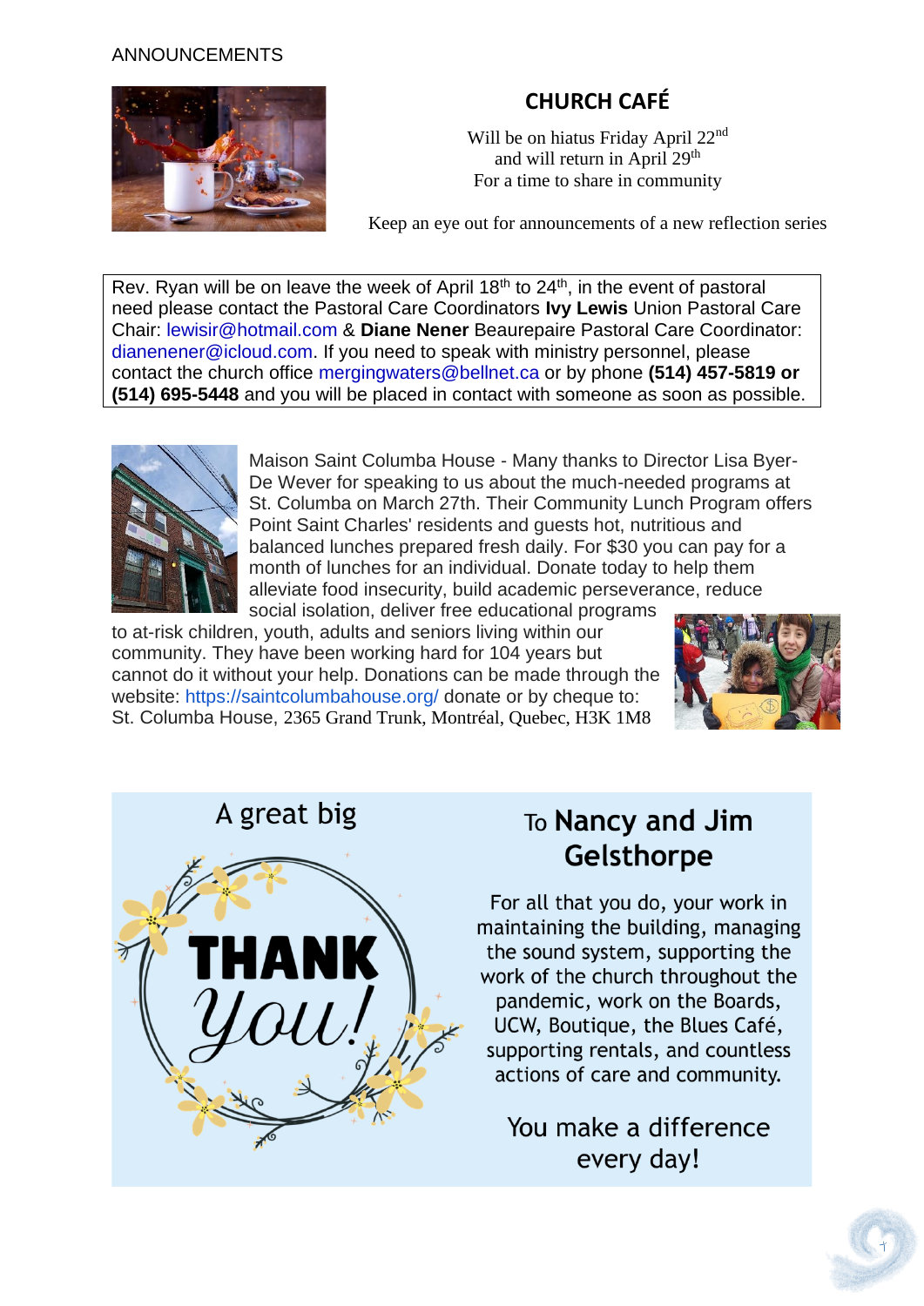ANNOUNCEMENTS

## CHURCH CAFÉ

Will be on hiatus Friday April 22nd
and will return in April 29th
For a time to share in community

Keep an eye out for announcements of a new reflection series

Rev. Ryan will be on leave the week of April 18th to 24th, in the event of pastoral need please contact the Pastoral Care Coordinators **Ivy Lewis** Union Pastoral Care Chair: lewisir@hotmail.com & **Diane Nener** Beaurepaire Pastoral Care Coordinator: dianenener@icloud.com. If you need to speak with ministry personnel, please contact the church office mergingwaters@bellnet.ca or by phone **(514) 457-5819 or (514) 695-5448** and you will be placed in contact with someone as soon as possible.

Maison Saint Columba House - Many thanks to Director Lisa Byer-De Wever for speaking to us about the much-needed programs at St. Columba on March 27th. Their Community Lunch Program offers Point Saint Charles' residents and guests hot, nutritious and balanced lunches prepared fresh daily. For $30 you can pay for a month of lunches for an individual. Donate today to help them alleviate food insecurity, build academic perseverance, reduce social isolation, deliver free educational programs to at-risk children, youth, adults and seniors living within our community. They have been working hard for 104 years but cannot do it without your help. Donations can be made through the website: https://saintcolumbahouse.org/ donate or by cheque to: St. Columba House, 2365 Grand Trunk, Montréal, Quebec, H3K 1M8

A great big

**THANK**
*you!*

To **Nancy and Jim Gelsthorpe**

For all that you do, your work in maintaining the building, managing the sound system, supporting the work of the church throughout the pandemic, work on the Boards, UCW, Boutique, the Blues Café, supporting rentals, and countless actions of care and community.

You make a difference every day!